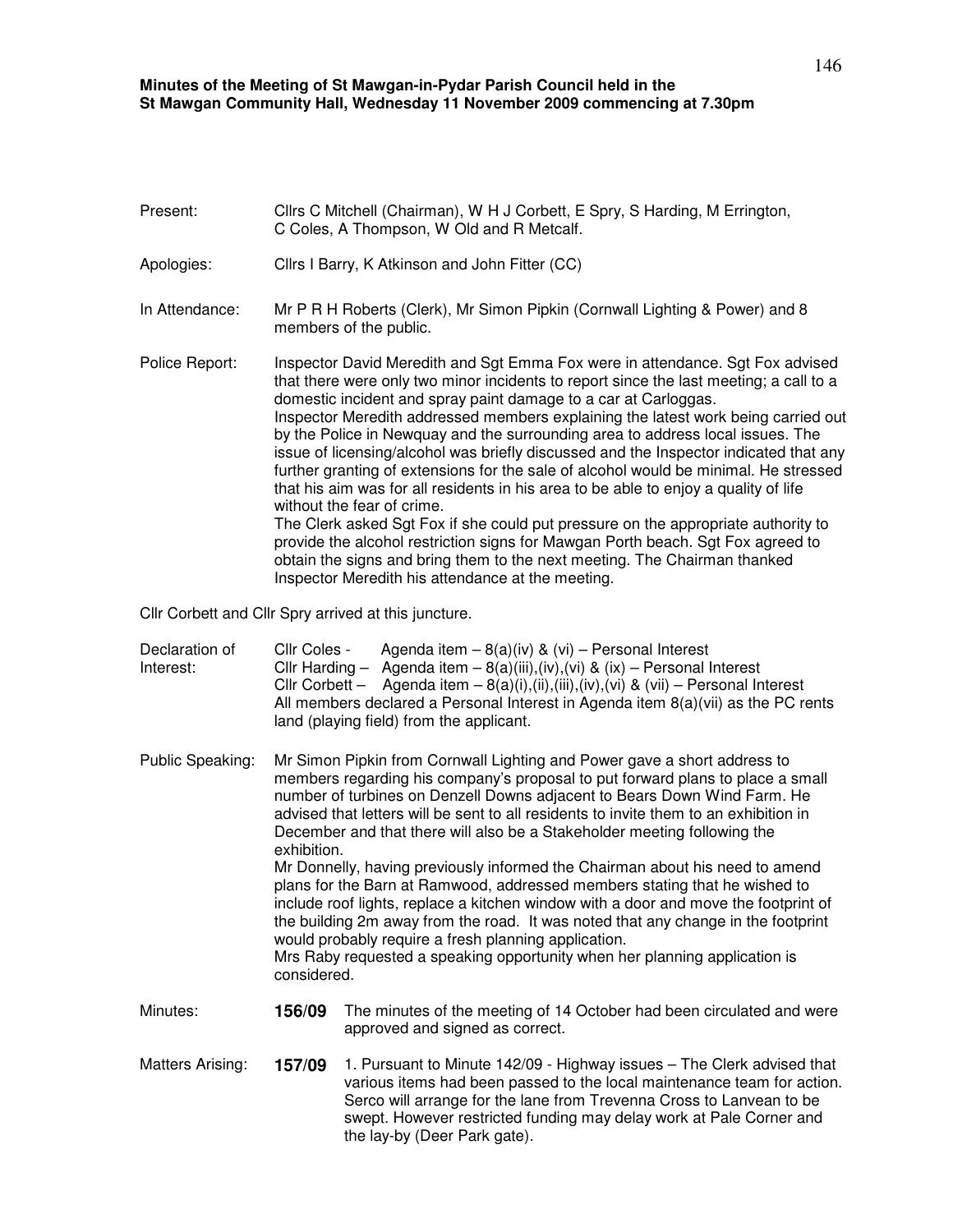**Minutes of the Meeting of St Mawgan-in-Pydar Parish Council held in the St Mawgan Community Hall, Wednesday 11 November 2009 commencing at 7.30pm**

Present: Cllrs C Mitchell (Chairman), W H J Corbett, E Spry, S Harding, M Errington, C Coles, A Thompson, W Old and R Metcalf.

Apologies: Cllrs I Barry, K Atkinson and John Fitter (CC)

In Attendance: Mr P R H Roberts (Clerk), Mr Simon Pipkin (Cornwall Lighting & Power) and 8 members of the public.

Police Report: Inspector David Meredith and Sgt Emma Fox were in attendance. Sgt Fox advised that there were only two minor incidents to report since the last meeting; a call to a domestic incident and spray paint damage to a car at Carloggas.
Inspector Meredith addressed members explaining the latest work being carried out by the Police in Newquay and the surrounding area to address local issues. The issue of licensing/alcohol was briefly discussed and the Inspector indicated that any further granting of extensions for the sale of alcohol would be minimal. He stressed that his aim was for all residents in his area to be able to enjoy a quality of life without the fear of crime.
The Clerk asked Sgt Fox if she could put pressure on the appropriate authority to provide the alcohol restriction signs for Mawgan Porth beach. Sgt Fox agreed to obtain the signs and bring them to the next meeting. The Chairman thanked Inspector Meredith his attendance at the meeting.

Cllr Corbett and Cllr Spry arrived at this juncture.

Declaration of Interest:
Cllr Coles - Agenda item – 8(a)(iv) & (vi) – Personal Interest
Cllr Harding – Agenda item – 8(a)(iii),(iv),(vi) & (ix) – Personal Interest
Cllr Corbett – Agenda item – 8(a)(i),(ii),(iii),(iv),(vi) & (vii) – Personal Interest
All members declared a Personal Interest in Agenda item 8(a)(vii) as the PC rents land (playing field) from the applicant.

Public Speaking: Mr Simon Pipkin from Cornwall Lighting and Power gave a short address to members regarding his company's proposal to put forward plans to place a small number of turbines on Denzell Downs adjacent to Bears Down Wind Farm. He advised that letters will be sent to all residents to invite them to an exhibition in December and that there will also be a Stakeholder meeting following the exhibition.
Mr Donnelly, having previously informed the Chairman about his need to amend plans for the Barn at Ramwood, addressed members stating that he wished to include roof lights, replace a kitchen window with a door and move the footprint of the building 2m away from the road. It was noted that any change in the footprint would probably require a fresh planning application.
Mrs Raby requested a speaking opportunity when her planning application is considered.

Minutes: **156/09** The minutes of the meeting of 14 October had been circulated and were approved and signed as correct.

Matters Arising: **157/09** 1. Pursuant to Minute 142/09 - Highway issues – The Clerk advised that various items had been passed to the local maintenance team for action. Serco will arrange for the lane from Trevenna Cross to Lanvean to be swept. However restricted funding may delay work at Pale Corner and the lay-by (Deer Park gate).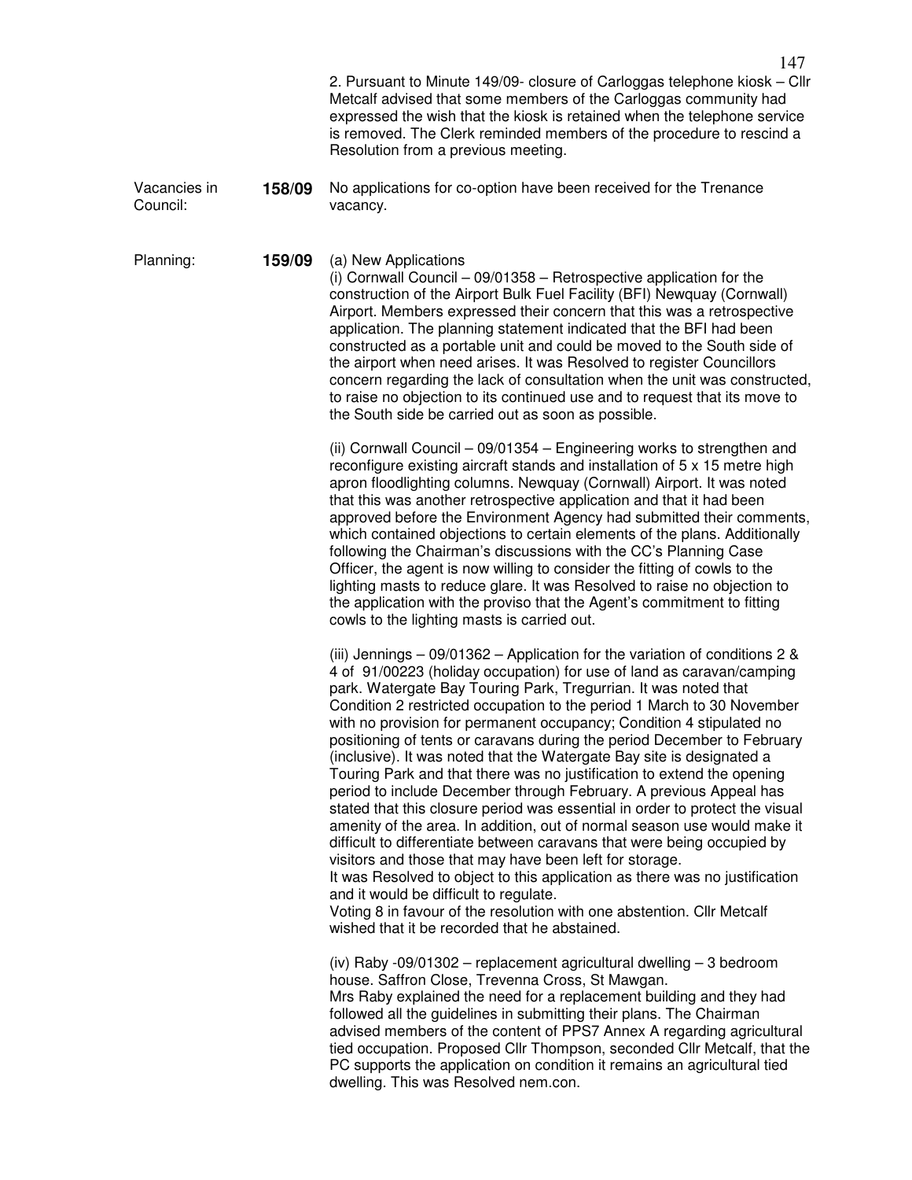2. Pursuant to Minute 149/09- closure of Carloggas telephone kiosk – Cllr Metcalf advised that some members of the Carloggas community had expressed the wish that the kiosk is retained when the telephone service is removed. The Clerk reminded members of the procedure to rescind a Resolution from a previous meeting.

Vacancies in Council: **158/09** No applications for co-option have been received for the Trenance vacancy.

Planning: **159/09** (a) New Applications

(i) Cornwall Council – 09/01358 – Retrospective application for the construction of the Airport Bulk Fuel Facility (BFI) Newquay (Cornwall) Airport. Members expressed their concern that this was a retrospective application. The planning statement indicated that the BFI had been constructed as a portable unit and could be moved to the South side of the airport when need arises. It was Resolved to register Councillors concern regarding the lack of consultation when the unit was constructed, to raise no objection to its continued use and to request that its move to the South side be carried out as soon as possible.

(ii) Cornwall Council – 09/01354 – Engineering works to strengthen and reconfigure existing aircraft stands and installation of 5 x 15 metre high apron floodlighting columns. Newquay (Cornwall) Airport. It was noted that this was another retrospective application and that it had been approved before the Environment Agency had submitted their comments, which contained objections to certain elements of the plans. Additionally following the Chairman's discussions with the CC's Planning Case Officer, the agent is now willing to consider the fitting of cowls to the lighting masts to reduce glare. It was Resolved to raise no objection to the application with the proviso that the Agent's commitment to fitting cowls to the lighting masts is carried out.

(iii) Jennings – 09/01362 – Application for the variation of conditions 2 & 4 of 91/00223 (holiday occupation) for use of land as caravan/camping park. Watergate Bay Touring Park, Tregurrian. It was noted that Condition 2 restricted occupation to the period 1 March to 30 November with no provision for permanent occupancy; Condition 4 stipulated no positioning of tents or caravans during the period December to February (inclusive). It was noted that the Watergate Bay site is designated a Touring Park and that there was no justification to extend the opening period to include December through February. A previous Appeal has stated that this closure period was essential in order to protect the visual amenity of the area. In addition, out of normal season use would make it difficult to differentiate between caravans that were being occupied by visitors and those that may have been left for storage.
It was Resolved to object to this application as there was no justification and it would be difficult to regulate.
Voting 8 in favour of the resolution with one abstention. Cllr Metcalf wished that it be recorded that he abstained.

(iv) Raby -09/01302 – replacement agricultural dwelling – 3 bedroom house. Saffron Close, Trevenna Cross, St Mawgan.
Mrs Raby explained the need for a replacement building and they had followed all the guidelines in submitting their plans. The Chairman advised members of the content of PPS7 Annex A regarding agricultural tied occupation. Proposed Cllr Thompson, seconded Cllr Metcalf, that the PC supports the application on condition it remains an agricultural tied dwelling. This was Resolved nem.con.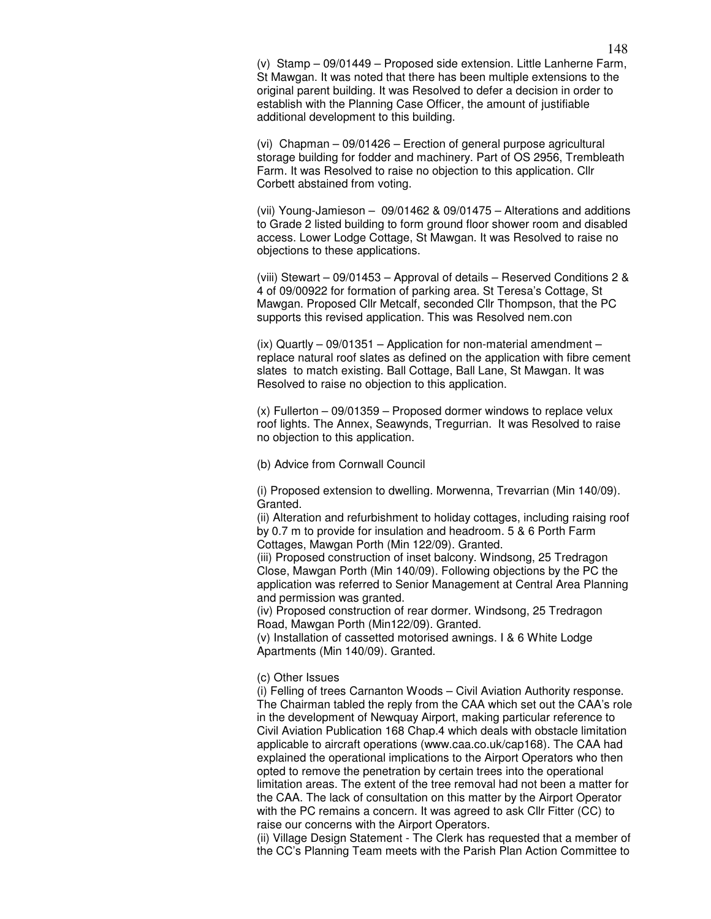(v) Stamp – 09/01449 – Proposed side extension. Little Lanherne Farm, St Mawgan. It was noted that there has been multiple extensions to the original parent building. It was Resolved to defer a decision in order to establish with the Planning Case Officer, the amount of justifiable additional development to this building.

(vi) Chapman – 09/01426 – Erection of general purpose agricultural storage building for fodder and machinery. Part of OS 2956, Trembleath Farm. It was Resolved to raise no objection to this application. Cllr Corbett abstained from voting.

(vii) Young-Jamieson – 09/01462 & 09/01475 – Alterations and additions to Grade 2 listed building to form ground floor shower room and disabled access. Lower Lodge Cottage, St Mawgan. It was Resolved to raise no objections to these applications.

(viii) Stewart – 09/01453 – Approval of details – Reserved Conditions 2 & 4 of 09/00922 for formation of parking area. St Teresa's Cottage, St Mawgan. Proposed Cllr Metcalf, seconded Cllr Thompson, that the PC supports this revised application. This was Resolved nem.con

(ix) Quartly – 09/01351 – Application for non-material amendment – replace natural roof slates as defined on the application with fibre cement slates to match existing. Ball Cottage, Ball Lane, St Mawgan. It was Resolved to raise no objection to this application.

(x) Fullerton – 09/01359 – Proposed dormer windows to replace velux roof lights. The Annex, Seawynds, Tregurrian. It was Resolved to raise no objection to this application.

(b) Advice from Cornwall Council

(i) Proposed extension to dwelling. Morwenna, Trevarrian (Min 140/09). Granted.
(ii) Alteration and refurbishment to holiday cottages, including raising roof by 0.7 m to provide for insulation and headroom. 5 & 6 Porth Farm Cottages, Mawgan Porth (Min 122/09). Granted.
(iii) Proposed construction of inset balcony. Windsong, 25 Tredragon Close, Mawgan Porth (Min 140/09). Following objections by the PC the application was referred to Senior Management at Central Area Planning and permission was granted.
(iv) Proposed construction of rear dormer. Windsong, 25 Tredragon Road, Mawgan Porth (Min122/09). Granted.
(v) Installation of cassetted motorised awnings. I & 6 White Lodge Apartments (Min 140/09). Granted.

(c) Other Issues
(i) Felling of trees Carnanton Woods – Civil Aviation Authority response. The Chairman tabled the reply from the CAA which set out the CAA's role in the development of Newquay Airport, making particular reference to Civil Aviation Publication 168 Chap.4 which deals with obstacle limitation applicable to aircraft operations (www.caa.co.uk/cap168). The CAA had explained the operational implications to the Airport Operators who then opted to remove the penetration by certain trees into the operational limitation areas. The extent of the tree removal had not been a matter for the CAA. The lack of consultation on this matter by the Airport Operator with the PC remains a concern. It was agreed to ask Cllr Fitter (CC) to raise our concerns with the Airport Operators.
(ii) Village Design Statement - The Clerk has requested that a member of the CC's Planning Team meets with the Parish Plan Action Committee to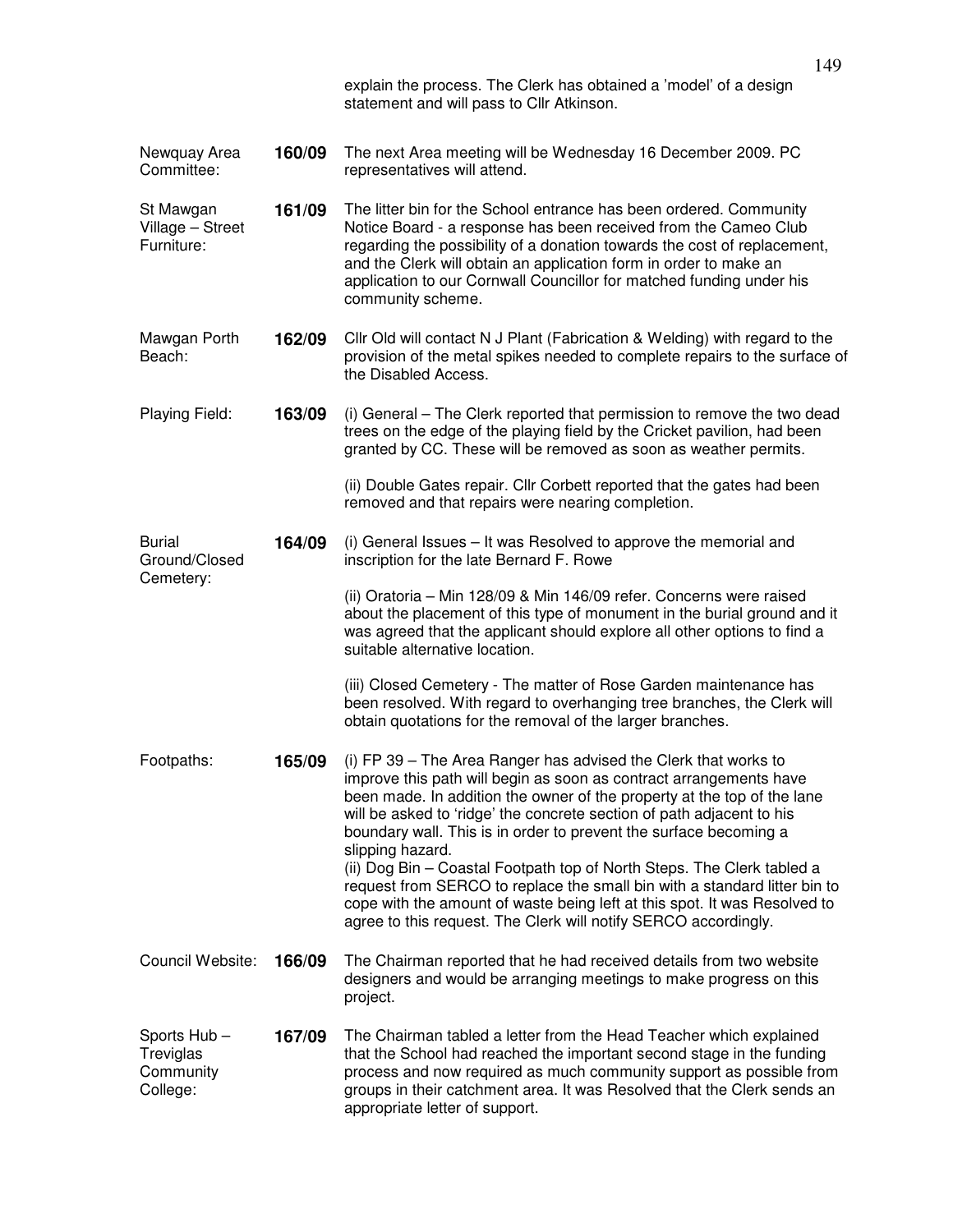explain the process. The Clerk has obtained a 'model' of a design statement and will pass to Cllr Atkinson.

| | | |
|---|---|---|
| Newquay Area Committee: | **160/09** | The next Area meeting will be Wednesday 16 December 2009. PC representatives will attend. |
| St Mawgan Village – Street Furniture: | **161/09** | The litter bin for the School entrance has been ordered. Community Notice Board - a response has been received from the Cameo Club regarding the possibility of a donation towards the cost of replacement, and the Clerk will obtain an application form in order to make an application to our Cornwall Councillor for matched funding under his community scheme. |
| Mawgan Porth Beach: | **162/09** | Cllr Old will contact N J Plant (Fabrication & Welding) with regard to the provision of the metal spikes needed to complete repairs to the surface of the Disabled Access. |
| Playing Field: | **163/09** | (i) General – The Clerk reported that permission to remove the two dead trees on the edge of the playing field by the Cricket pavilion, had been granted by CC. These will be removed as soon as weather permits.<br><br>(ii) Double Gates repair. Cllr Corbett reported that the gates had been removed and that repairs were nearing completion. |
| Burial Ground/Closed Cemetery: | **164/09** | (i) General Issues – It was Resolved to approve the memorial and inscription for the late Bernard F. Rowe<br><br>(ii) Oratoria – Min 128/09 & Min 146/09 refer. Concerns were raised about the placement of this type of monument in the burial ground and it was agreed that the applicant should explore all other options to find a suitable alternative location.<br><br>(iii) Closed Cemetery - The matter of Rose Garden maintenance has been resolved. With regard to overhanging tree branches, the Clerk will obtain quotations for the removal of the larger branches. |
| Footpaths: | **165/09** | (i) FP 39 – The Area Ranger has advised the Clerk that works to improve this path will begin as soon as contract arrangements have been made. In addition the owner of the property at the top of the lane will be asked to 'ridge' the concrete section of path adjacent to his boundary wall. This is in order to prevent the surface becoming a slipping hazard.<br>(ii) Dog Bin – Coastal Footpath top of North Steps. The Clerk tabled a request from SERCO to replace the small bin with a standard litter bin to cope with the amount of waste being left at this spot. It was Resolved to agree to this request. The Clerk will notify SERCO accordingly. |
| Council Website: | **166/09** | The Chairman reported that he had received details from two website designers and would be arranging meetings to make progress on this project. |
| Sports Hub – Treviglas Community College: | **167/09** | The Chairman tabled a letter from the Head Teacher which explained that the School had reached the important second stage in the funding process and now required as much community support as possible from groups in their catchment area. It was Resolved that the Clerk sends an appropriate letter of support. |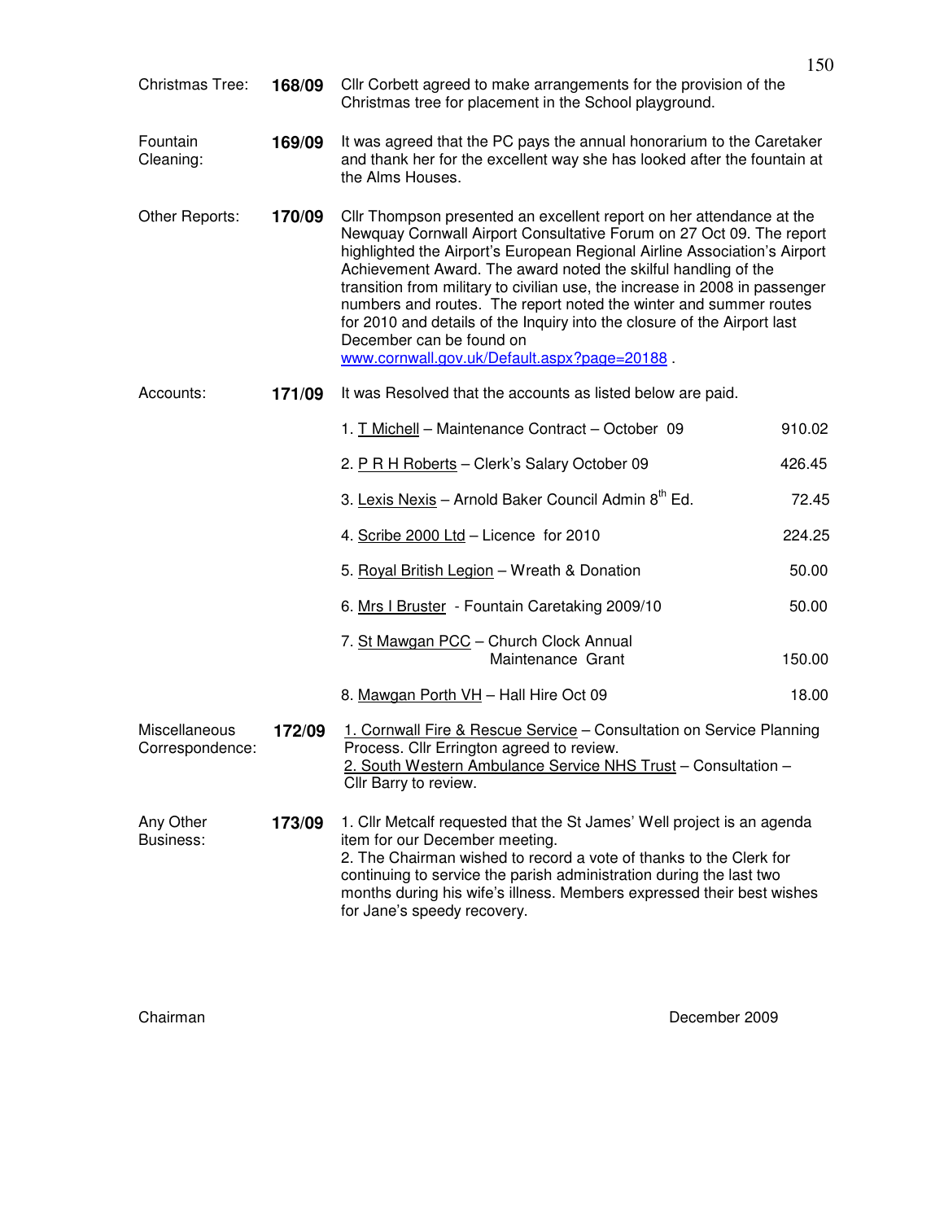| | | |
|---|---|---|
| Christmas Tree: | **168/09** | Cllr Corbett agreed to make arrangements for the provision of the Christmas tree for placement in the School playground. |
| Fountain Cleaning: | **169/09** | It was agreed that the PC pays the annual honorarium to the Caretaker and thank her for the excellent way she has looked after the fountain at the Alms Houses. |
| Other Reports: | **170/09** | Cllr Thompson presented an excellent report on her attendance at the Newquay Cornwall Airport Consultative Forum on 27 Oct 09. The report highlighted the Airport's European Regional Airline Association's Airport Achievement Award. The award noted the skilful handling of the transition from military to civilian use, the increase in 2008 in passenger numbers and routes. The report noted the winter and summer routes for 2010 and details of the Inquiry into the closure of the Airport last December can be found on www.cornwall.gov.uk/Default.aspx?page=20188 . |
| Accounts: | **171/09** | It was Resolved that the accounts as listed below are paid. |

| | |
|---|---|
| 1. T Michell – Maintenance Contract – October 09 | 910.02 |
| 2. P R H Roberts – Clerk's Salary October 09 | 426.45 |
| 3. Lexis Nexis – Arnold Baker Council Admin 8th Ed. | 72.45 |
| 4. Scribe 2000 Ltd – Licence for 2010 | 224.25 |
| 5. Royal British Legion – Wreath & Donation | 50.00 |
| 6. Mrs I Bruster - Fountain Caretaking 2009/10 | 50.00 |
| 7. St Mawgan PCC – Church Clock Annual Maintenance Grant | 150.00 |
| 8. Mawgan Porth VH – Hall Hire Oct 09 | 18.00 |

| | | |
|---|---|---|
| Miscellaneous Correspondence: | **172/09** | 1. Cornwall Fire & Rescue Service – Consultation on Service Planning Process. Cllr Errington agreed to review.<br>2. South Western Ambulance Service NHS Trust – Consultation – Cllr Barry to review. |
| Any Other Business: | **173/09** | 1. Cllr Metcalf requested that the St James' Well project is an agenda item for our December meeting.<br>2. The Chairman wished to record a vote of thanks to the Clerk for continuing to service the parish administration during the last two months during his wife's illness. Members expressed their best wishes for Jane's speedy recovery. |

Chairman December 2009